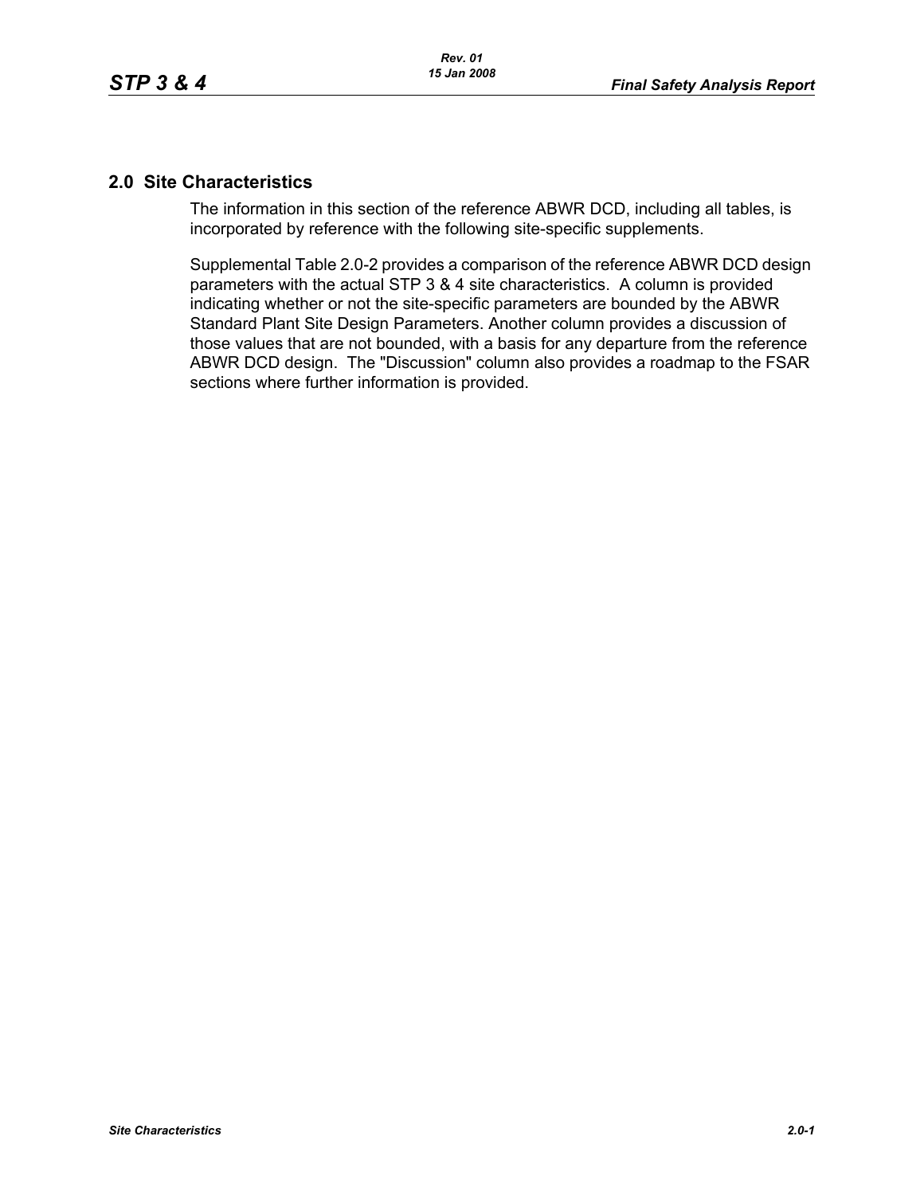## 2.0 Site Characteristics

The information in this section of the reference ABWR DCD, including all tables, is incorporated by reference with the following site-specific supplements.

Supplemental Table 2.0-2 provides a comparison of the reference ABWR DCD design parameters with the actual STP 3 & 4 site characteristics. A column is provided indicating whether or not the site-specific parameters are bounded by the ABWR Standard Plant Site Design Parameters. Another column provides a discussion of those values that are not bounded, with a basis for any departure from the reference ABWR DCD design. The "Discussion" column also provides a roadmap to the FSAR sections where further information is provided.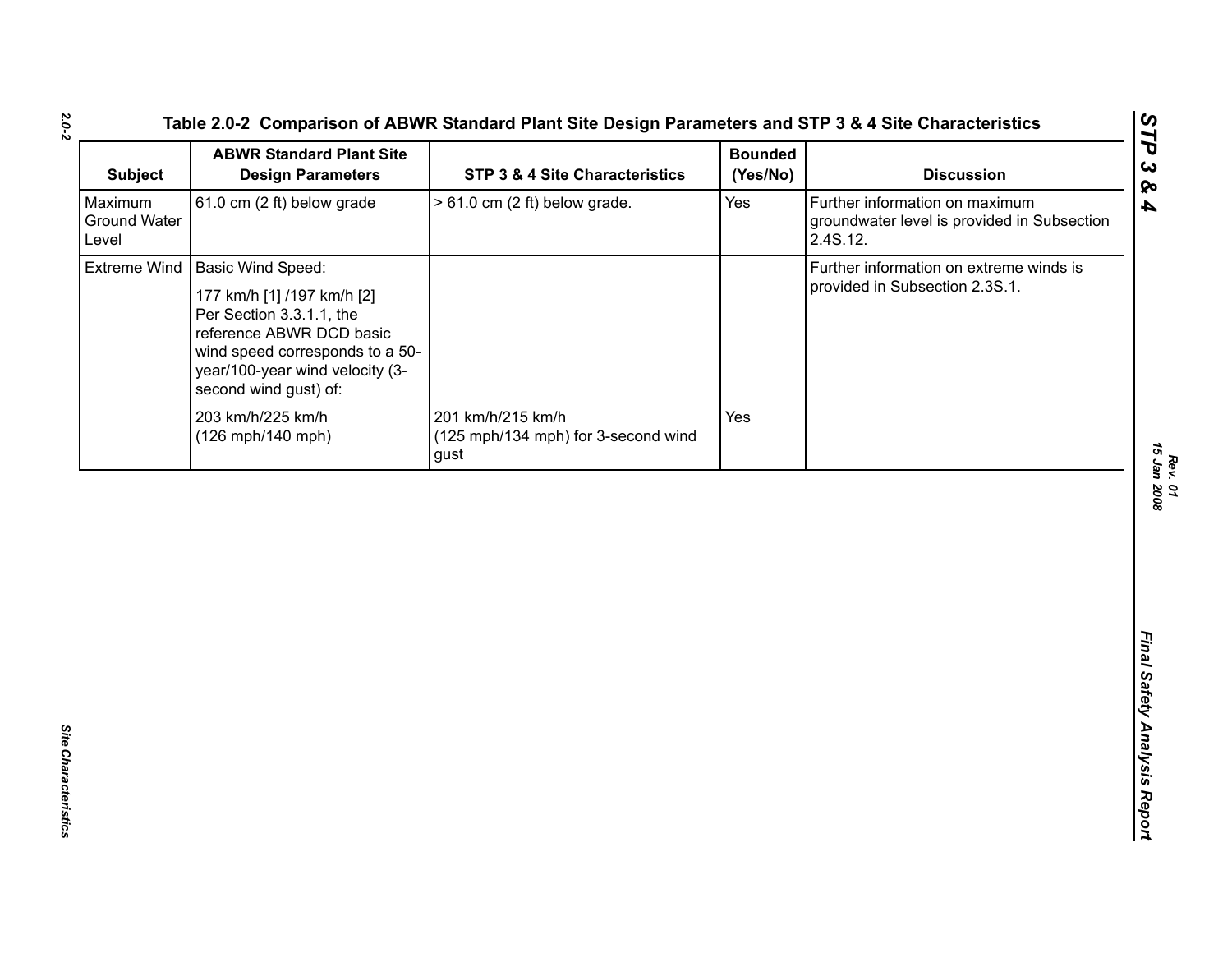## Table 2.0-2 Comparison of ABWR Standard Plant Site Design Parameters and STP 3 & 4 Site Characteristics

| Subject | ABWR Standard Plant Site Design Parameters | STP 3 & 4 Site Characteristics | Bounded (Yes/No) | Discussion |
|---|---|---|---|---|
| Maximum Ground Water Level | 61.0 cm (2 ft) below grade | > 61.0 cm (2 ft) below grade. | Yes | Further information on maximum groundwater level is provided in Subsection 2.4S.12. |
| Extreme Wind | Basic Wind Speed:<br>177 km/h [1] /197 km/h [2]<br>Per Section 3.3.1.1, the reference ABWR DCD basic wind speed corresponds to a 50-year/100-year wind velocity (3-second wind gust) of:<br>203 km/h/225 km/h<br>(126 mph/140 mph) | 201 km/h/215 km/h<br>(125 mph/134 mph) for 3-second wind gust | Yes | Further information on extreme winds is provided in Subsection 2.3S.1. |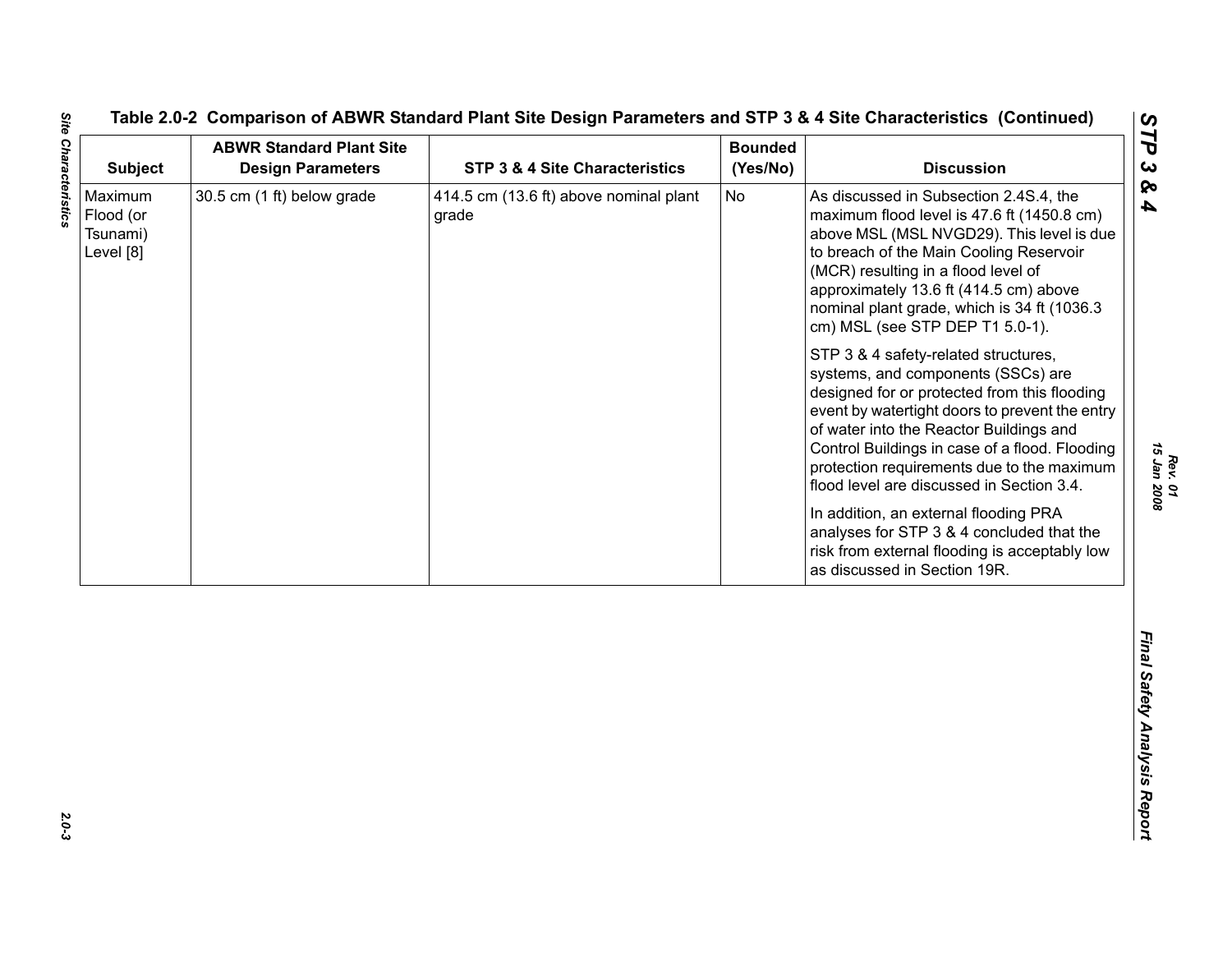## Table 2.0-2 Comparison of ABWR Standard Plant Site Design Parameters and STP 3 & 4 Site Characteristics (Continued)

| Subject | ABWR Standard Plant Site Design Parameters | STP 3 & 4 Site Characteristics | Bounded (Yes/No) | Discussion |
|---|---|---|---|---|
| Maximum Flood (or Tsunami) Level [8] | 30.5 cm (1 ft) below grade | 414.5 cm (13.6 ft) above nominal plant grade | No | As discussed in Subsection 2.4S.4, the maximum flood level is 47.6 ft (1450.8 cm) above MSL (MSL NVGD29). This level is due to breach of the Main Cooling Reservoir (MCR) resulting in a flood level of approximately 13.6 ft (414.5 cm) above nominal plant grade, which is 34 ft (1036.3 cm) MSL (see STP DEP T1 5.0-1).<br><br>STP 3 & 4 safety-related structures, systems, and components (SSCs) are designed for or protected from this flooding event by watertight doors to prevent the entry of water into the Reactor Buildings and Control Buildings in case of a flood. Flooding protection requirements due to the maximum flood level are discussed in Section 3.4.<br><br>In addition, an external flooding PRA analyses for STP 3 & 4 concluded that the risk from external flooding is acceptably low as discussed in Section 19R. |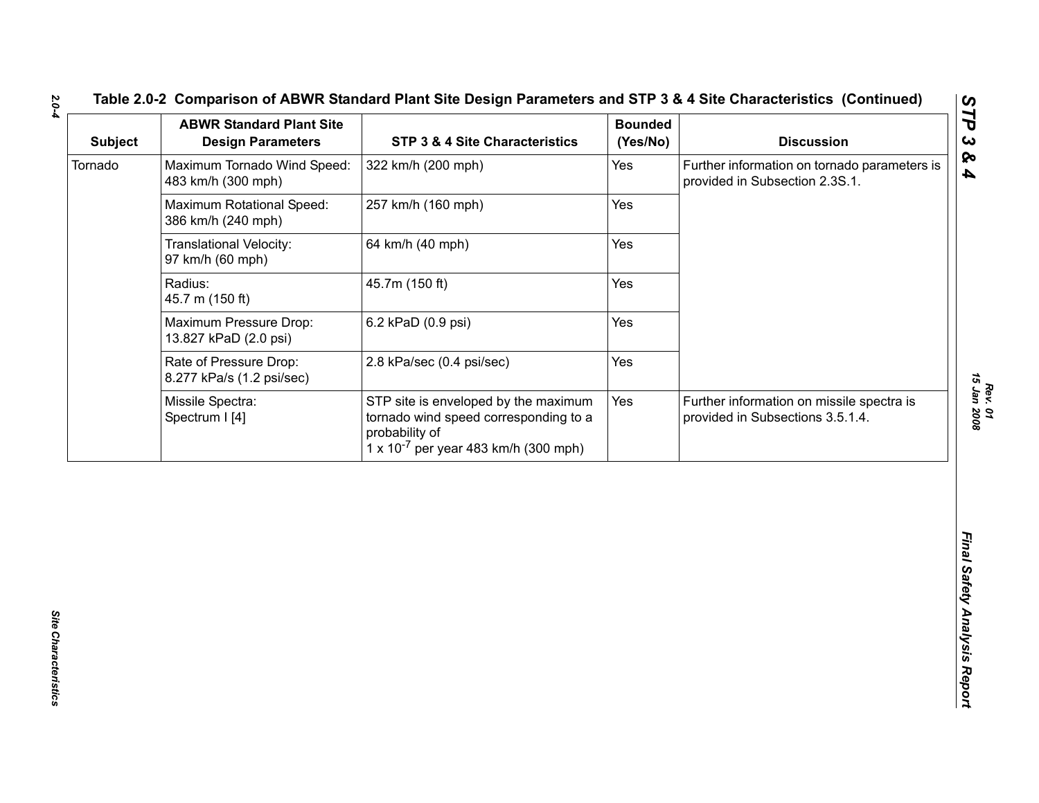## Table 2.0-2 Comparison of ABWR Standard Plant Site Design Parameters and STP 3 & 4 Site Characteristics (Continued)

| Subject | ABWR Standard Plant Site Design Parameters | STP 3 & 4 Site Characteristics | Bounded (Yes/No) | Discussion |
|---|---|---|---|---|
| Tornado | Maximum Tornado Wind Speed: 483 km/h (300 mph) | 322 km/h (200 mph) | Yes | Further information on tornado parameters is provided in Subsection 2.3S.1. |
| | Maximum Rotational Speed: 386 km/h (240 mph) | 257 km/h (160 mph) | Yes | |
| | Translational Velocity: 97 km/h (60 mph) | 64 km/h (40 mph) | Yes | |
| | Radius: 45.7 m (150 ft) | 45.7m (150 ft) | Yes | |
| | Maximum Pressure Drop: 13.827 kPaD (2.0 psi) | 6.2 kPaD (0.9 psi) | Yes | |
| | Rate of Pressure Drop: 8.277 kPa/s (1.2 psi/sec) | 2.8 kPa/sec (0.4 psi/sec) | Yes | |
| | Missile Spectra: Spectrum I [4] | STP site is enveloped by the maximum tornado wind speed corresponding to a probability of $1 \times 10^{-7}$ per year 483 km/h (300 mph) | Yes | Further information on missile spectra is provided in Subsections 3.5.1.4. |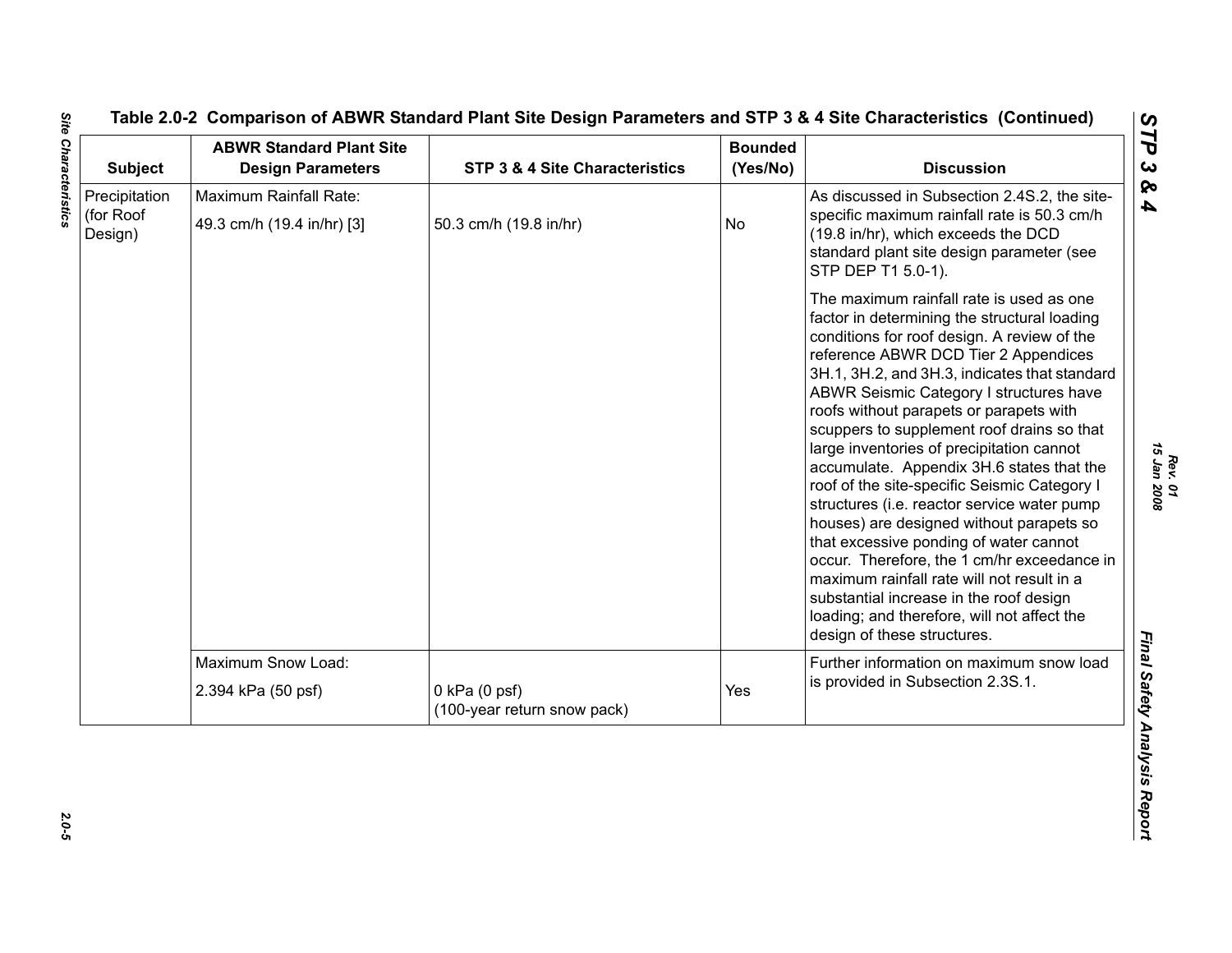**Table 2.0-2 Comparison of ABWR Standard Plant Site Design Parameters and STP 3 & 4 Site Characteristics (Continued)**

| Subject | ABWR Standard Plant Site Design Parameters | STP 3 & 4 Site Characteristics | Bounded (Yes/No) | Discussion |
|---|---|---|---|---|
| Precipitation (for Roof Design) | Maximum Rainfall Rate: 49.3 cm/h (19.4 in/hr) [3] | 50.3 cm/h (19.8 in/hr) | No | As discussed in Subsection 2.4S.2, the site-specific maximum rainfall rate is 50.3 cm/h (19.8 in/hr), which exceeds the DCD standard plant site design parameter (see STP DEP T1 5.0-1). The maximum rainfall rate is used as one factor in determining the structural loading conditions for roof design. A review of the reference ABWR DCD Tier 2 Appendices 3H.1, 3H.2, and 3H.3, indicates that standard ABWR Seismic Category I structures have roofs without parapets or parapets with scuppers to supplement roof drains so that large inventories of precipitation cannot accumulate. Appendix 3H.6 states that the roof of the site-specific Seismic Category I structures (i.e. reactor service water pump houses) are designed without parapets so that excessive ponding of water cannot occur. Therefore, the 1 cm/hr exceedance in maximum rainfall rate will not result in a substantial increase in the roof design loading; and therefore, will not affect the design of these structures. |
| | Maximum Snow Load: 2.394 kPa (50 psf) | 0 kPa (0 psf) (100-year return snow pack) | Yes | Further information on maximum snow load is provided in Subsection 2.3S.1. |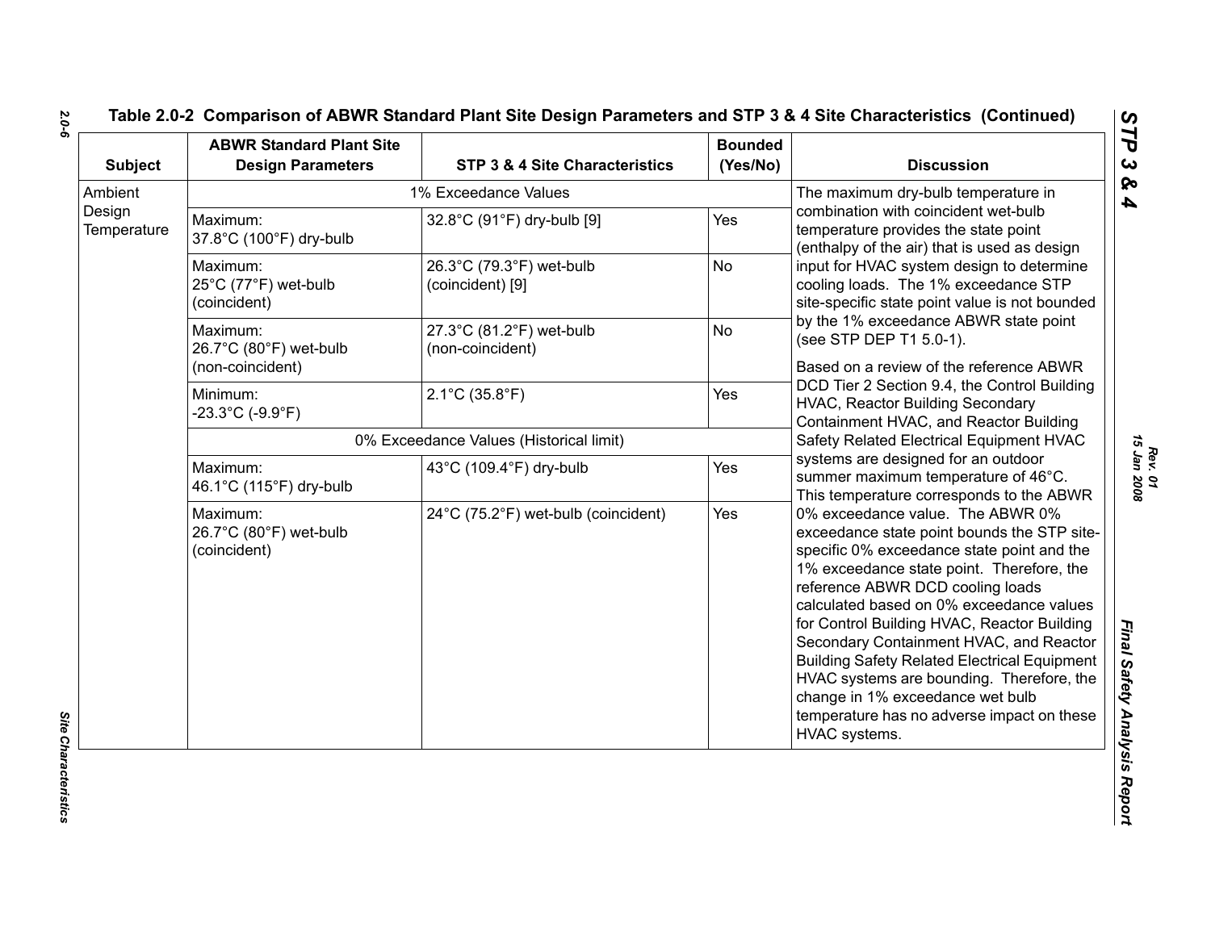## Table 2.0-2 Comparison of ABWR Standard Plant Site Design Parameters and STP 3 & 4 Site Characteristics (Continued)

| Subject | ABWR Standard Plant Site Design Parameters | STP 3 & 4 Site Characteristics | Bounded (Yes/No) | Discussion |
|---|---|---|---|---|
| Ambient Design Temperature | 1% Exceedance Values | | | The maximum dry-bulb temperature in combination with coincident wet-bulb temperature provides the state point (enthalpy of the air) that is used as design input for HVAC system design to determine cooling loads. The 1% exceedance STP site-specific state point value is not bounded by the 1% exceedance ABWR state point (see STP DEP T1 5.0-1).<br><br>Based on a review of the reference ABWR DCD Tier 2 Section 9.4, the Control Building HVAC, Reactor Building Secondary Containment HVAC, and Reactor Building Safety Related Electrical Equipment HVAC systems are designed for an outdoor summer maximum temperature of 46°C. This temperature corresponds to the ABWR 0% exceedance value. The ABWR 0% exceedance state point bounds the STP site-specific 0% exceedance state point and the 1% exceedance state point. Therefore, the reference ABWR DCD cooling loads calculated based on 0% exceedance values for Control Building HVAC, Reactor Building Secondary Containment HVAC, and Reactor Building Safety Related Electrical Equipment HVAC systems are bounding. Therefore, the change in 1% exceedance wet bulb temperature has no adverse impact on these HVAC systems. |
| | Maximum:<br>37.8°C (100°F) dry-bulb | 32.8°C (91°F) dry-bulb [9] | Yes | |
| | Maximum:<br>25°C (77°F) wet-bulb (coincident) | 26.3°C (79.3°F) wet-bulb (coincident) [9] | No | |
| | Maximum:<br>26.7°C (80°F) wet-bulb (non-coincident) | 27.3°C (81.2°F) wet-bulb (non-coincident) | No | |
| | Minimum:<br>-23.3°C (-9.9°F) | 2.1°C (35.8°F) | Yes | |
| | 0% Exceedance Values (Historical limit) | | | |
| | Maximum:<br>46.1°C (115°F) dry-bulb | 43°C (109.4°F) dry-bulb | Yes | |
| | Maximum:<br>26.7°C (80°F) wet-bulb (coincident) | 24°C (75.2°F) wet-bulb (coincident) | Yes | |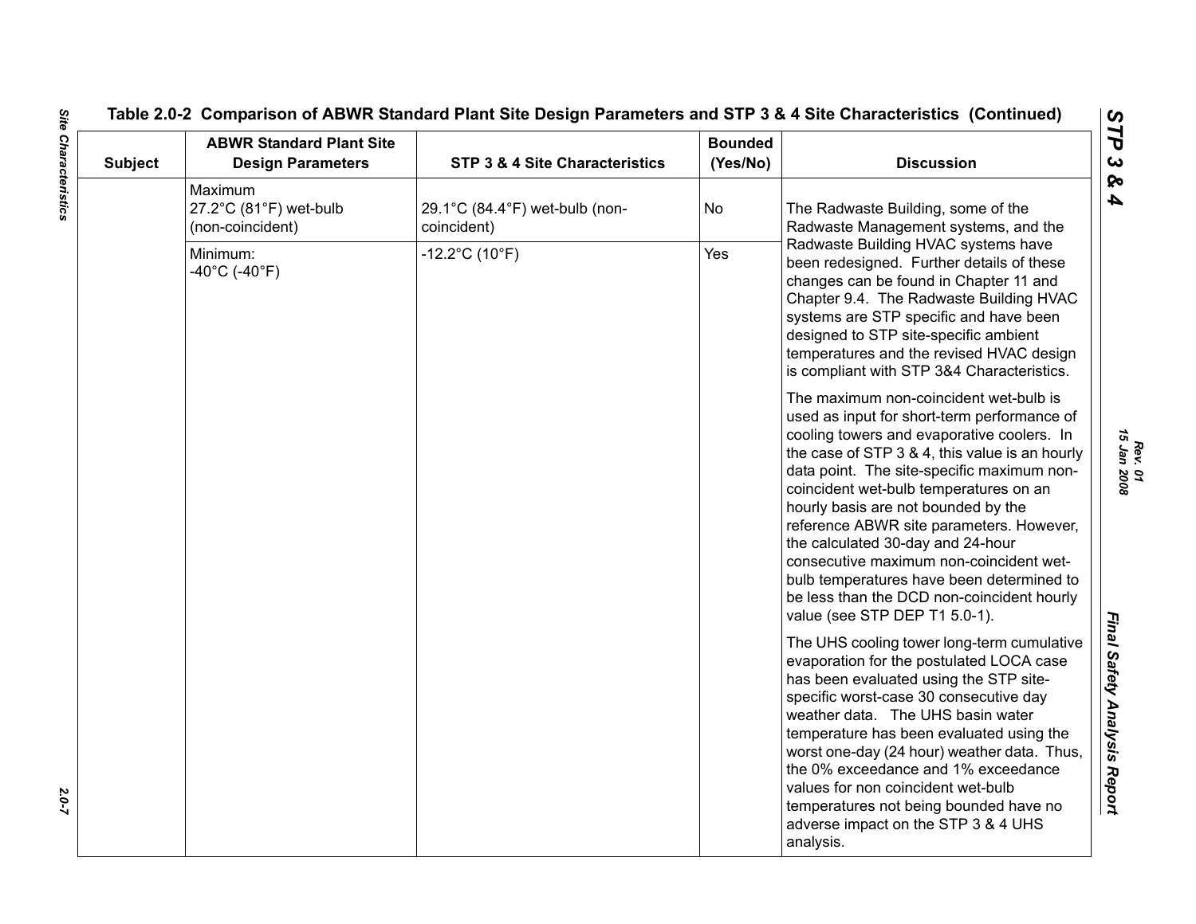## Table 2.0-2 Comparison of ABWR Standard Plant Site Design Parameters and STP 3 & 4 Site Characteristics (Continued)

| Subject | ABWR Standard Plant Site Design Parameters | STP 3 & 4 Site Characteristics | Bounded (Yes/No) | Discussion |
|---|---|---|---|---|
| | Maximum<br>27.2°C (81°F) wet-bulb (non-coincident) | 29.1°C (84.4°F) wet-bulb (non-coincident) | No | The Radwaste Building, some of the Radwaste Management systems, and the Radwaste Building HVAC systems have been redesigned. Further details of these changes can be found in Chapter 11 and Chapter 9.4. The Radwaste Building HVAC systems are STP specific and have been designed to STP site-specific ambient temperatures and the revised HVAC design is compliant with STP 3&4 Characteristics.<br><br>The maximum non-coincident wet-bulb is used as input for short-term performance of cooling towers and evaporative coolers. In the case of STP 3 & 4, this value is an hourly data point. The site-specific maximum non-coincident wet-bulb temperatures on an hourly basis are not bounded by the reference ABWR site parameters. However, the calculated 30-day and 24-hour consecutive maximum non-coincident wet-bulb temperatures have been determined to be less than the DCD non-coincident hourly value (see STP DEP T1 5.0-1).<br><br>The UHS cooling tower long-term cumulative evaporation for the postulated LOCA case has been evaluated using the STP site-specific worst-case 30 consecutive day weather data. The UHS basin water temperature has been evaluated using the worst one-day (24 hour) weather data. Thus, the 0% exceedance and 1% exceedance values for non coincident wet-bulb temperatures not being bounded have no adverse impact on the STP 3 & 4 UHS analysis. |
| | Minimum:<br>-40°C (-40°F) | -12.2°C (10°F) | Yes | |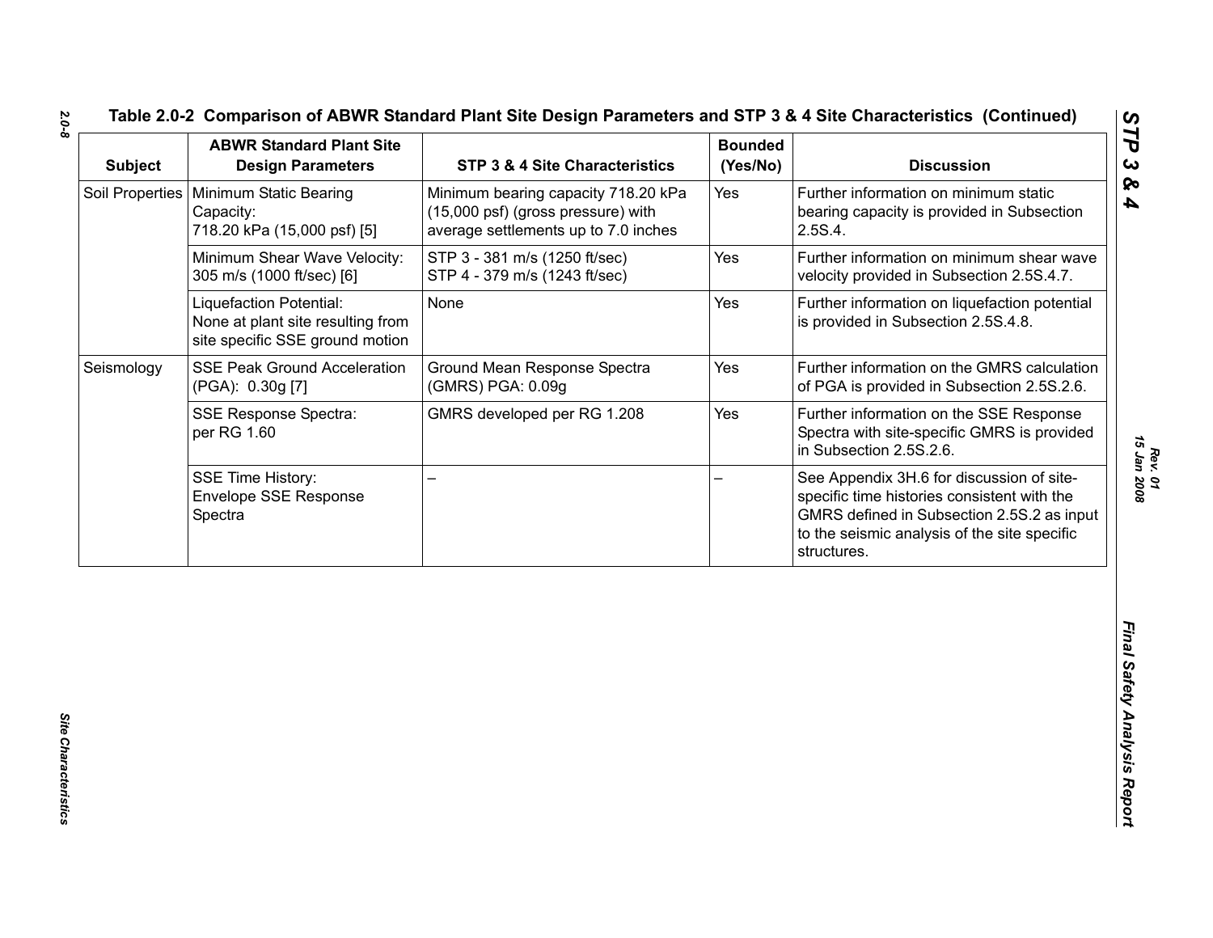## Table 2.0-2 Comparison of ABWR Standard Plant Site Design Parameters and STP 3 & 4 Site Characteristics (Continued)

| Subject | ABWR Standard Plant Site Design Parameters | STP 3 & 4 Site Characteristics | Bounded (Yes/No) | Discussion |
|---|---|---|---|---|
| Soil Properties | Minimum Static Bearing Capacity: 718.20 kPa (15,000 psf) [5] | Minimum bearing capacity 718.20 kPa (15,000 psf) (gross pressure) with average settlements up to 7.0 inches | Yes | Further information on minimum static bearing capacity is provided in Subsection 2.5S.4. |
| | Minimum Shear Wave Velocity: 305 m/s (1000 ft/sec) [6] | STP 3 - 381 m/s (1250 ft/sec)<br>STP 4 - 379 m/s (1243 ft/sec) | Yes | Further information on minimum shear wave velocity provided in Subsection 2.5S.4.7. |
| | Liquefaction Potential: None at plant site resulting from site specific SSE ground motion | None | Yes | Further information on liquefaction potential is provided in Subsection 2.5S.4.8. |
| Seismology | SSE Peak Ground Acceleration (PGA): 0.30g [7] | Ground Mean Response Spectra (GMRS) PGA: 0.09g | Yes | Further information on the GMRS calculation of PGA is provided in Subsection 2.5S.2.6. |
| | SSE Response Spectra: per RG 1.60 | GMRS developed per RG 1.208 | Yes | Further information on the SSE Response Spectra with site-specific GMRS is provided in Subsection 2.5S.2.6. |
| | SSE Time History: Envelope SSE Response Spectra | – | – | See Appendix 3H.6 for discussion of site-specific time histories consistent with the GMRS defined in Subsection 2.5S.2 as input to the seismic analysis of the site specific structures. |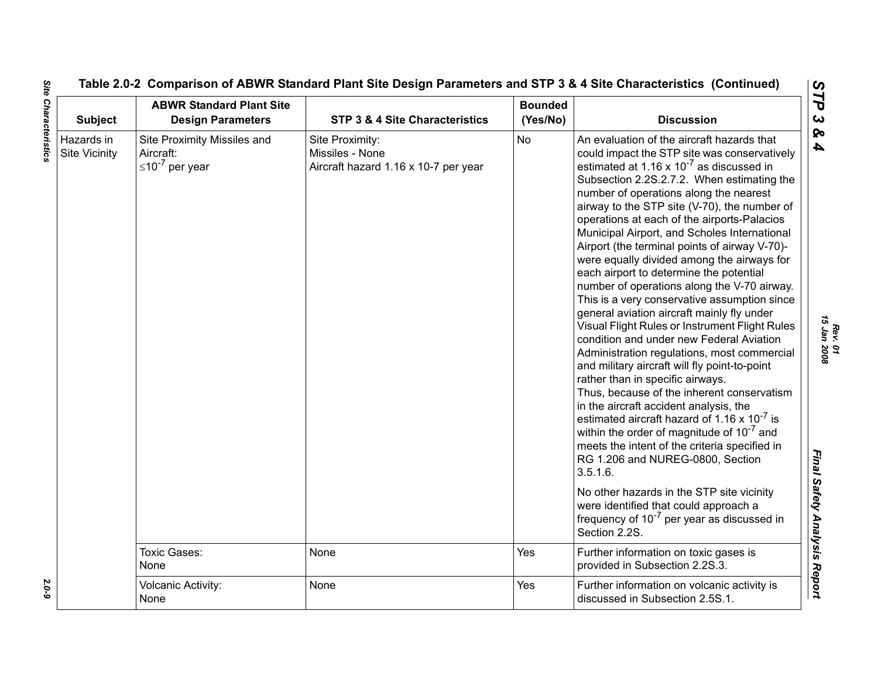Table 2.0-2 Comparison of ABWR Standard Plant Site Design Parameters and STP 3 & 4 Site Characteristics (Continued)

| Subject | ABWR Standard Plant Site Design Parameters | STP 3 & 4 Site Characteristics | Bounded (Yes/No) | Discussion |
|---|---|---|---|---|
| Hazards in Site Vicinity | Site Proximity Missiles and Aircraft: $\leq 10^{-7}$ per year | Site Proximity: Missiles - None Aircraft hazard 1.16 x 10-7 per year | No | An evaluation of the aircraft hazards that could impact the STP site was conservatively estimated at 1.16 x $10^{-7}$ as discussed in Subsection 2.2S.2.7.2. When estimating the number of operations along the nearest airway to the STP site (V-70), the number of operations at each of the airports-Palacios Municipal Airport, and Scholes International Airport (the terminal points of airway V-70)-were equally divided among the airways for each airport to determine the potential number of operations along the V-70 airway. This is a very conservative assumption since general aviation aircraft mainly fly under Visual Flight Rules or Instrument Flight Rules condition and under new Federal Aviation Administration regulations, most commercial and military aircraft will fly point-to-point rather than in specific airways. Thus, because of the inherent conservatism in the aircraft accident analysis, the estimated aircraft hazard of 1.16 x $10^{-7}$ is within the order of magnitude of $10^{-7}$ and meets the intent of the criteria specified in RG 1.206 and NUREG-0800, Section 3.5.1.6. No other hazards in the STP site vicinity were identified that could approach a frequency of $10^{-7}$ per year as discussed in Section 2.2S. |
| | Toxic Gases: None | None | Yes | Further information on toxic gases is provided in Subsection 2.2S.3. |
| | Volcanic Activity: None | None | Yes | Further information on volcanic activity is discussed in Subsection 2.5S.1. |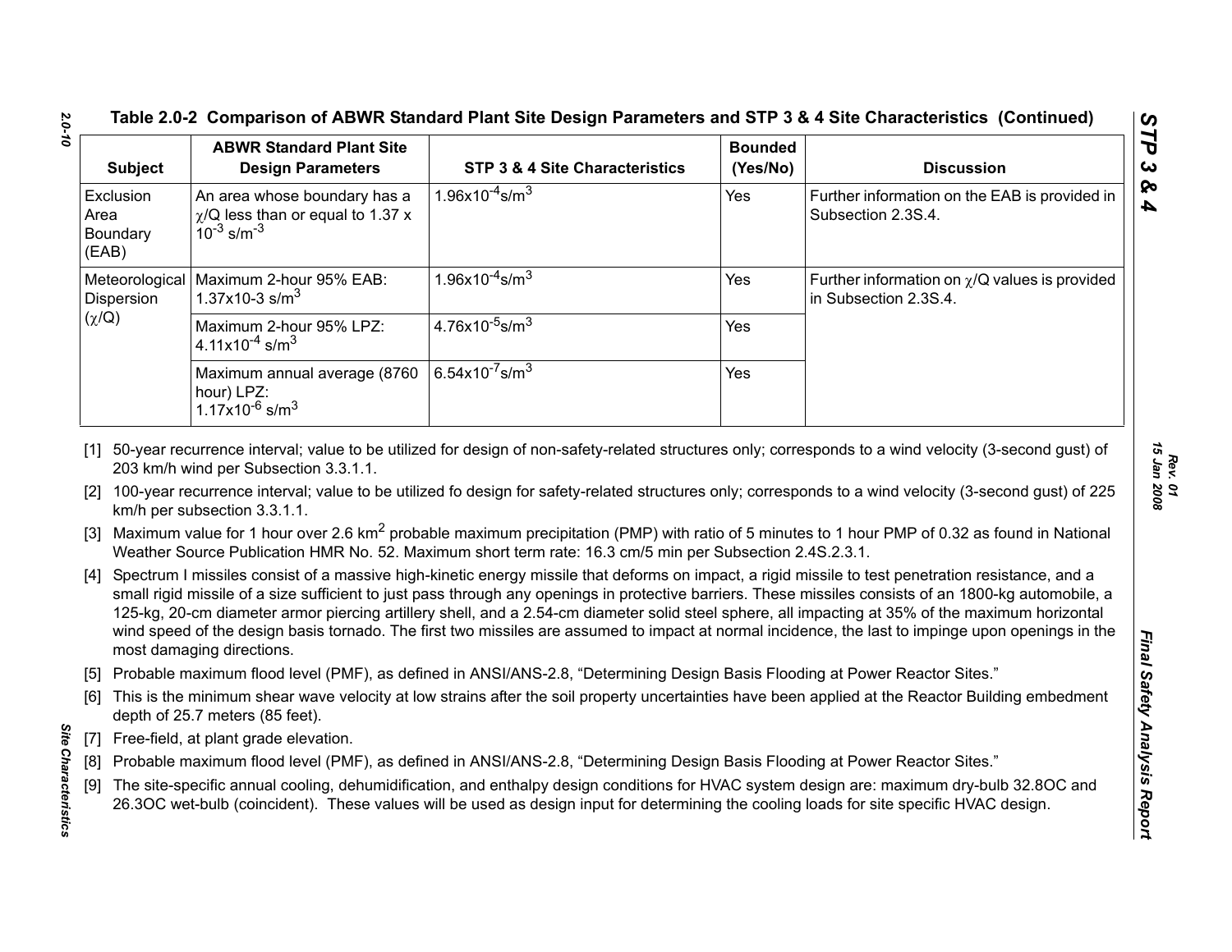## Table 2.0-2 Comparison of ABWR Standard Plant Site Design Parameters and STP 3 & 4 Site Characteristics (Continued)

| Subject | ABWR Standard Plant Site Design Parameters | STP 3 & 4 Site Characteristics | Bounded (Yes/No) | Discussion |
|---|---|---|---|---|
| Exclusion Area Boundary (EAB) | An area whose boundary has a $\chi$/Q less than or equal to 1.37 x $10^{-3}$ s/m$^{-3}$ | $1.96\text{x}10^{-4}$s/m$^3$ | Yes | Further information on the EAB is provided in Subsection 2.3S.4. |
| Meteorological Dispersion ($\chi$/Q) | Maximum 2-hour 95% EAB: 1.37x10-3 s/m$^3$ | $1.96\text{x}10^{-4}$s/m$^3$ | Yes | Further information on $\chi$/Q values is provided in Subsection 2.3S.4. |
| | Maximum 2-hour 95% LPZ: $4.11\text{x}10^{-4}$ s/m$^3$ | $4.76\text{x}10^{-5}$s/m$^3$ | Yes | |
| | Maximum annual average (8760 hour) LPZ: $1.17\text{x}10^{-6}$ s/m$^3$ | $6.54\text{x}10^{-7}$s/m$^3$ | Yes | |

[1] 50-year recurrence interval; value to be utilized for design of non-safety-related structures only; corresponds to a wind velocity (3-second gust) of 203 km/h wind per Subsection 3.3.1.1.

[2] 100-year recurrence interval; value to be utilized fo design for safety-related structures only; corresponds to a wind velocity (3-second gust) of 225 km/h per subsection 3.3.1.1.

[3] Maximum value for 1 hour over 2.6 km$^2$ probable maximum precipitation (PMP) with ratio of 5 minutes to 1 hour PMP of 0.32 as found in National Weather Source Publication HMR No. 52. Maximum short term rate: 16.3 cm/5 min per Subsection 2.4S.2.3.1.

[4] Spectrum I missiles consist of a massive high-kinetic energy missile that deforms on impact, a rigid missile to test penetration resistance, and a small rigid missile of a size sufficient to just pass through any openings in protective barriers. These missiles consists of an 1800-kg automobile, a 125-kg, 20-cm diameter armor piercing artillery shell, and a 2.54-cm diameter solid steel sphere, all impacting at 35% of the maximum horizontal wind speed of the design basis tornado. The first two missiles are assumed to impact at normal incidence, the last to impinge upon openings in the most damaging directions.

[5] Probable maximum flood level (PMF), as defined in ANSI/ANS-2.8, “Determining Design Basis Flooding at Power Reactor Sites.”

[6] This is the minimum shear wave velocity at low strains after the soil property uncertainties have been applied at the Reactor Building embedment depth of 25.7 meters (85 feet).

[7] Free-field, at plant grade elevation.

[8] Probable maximum flood level (PMF), as defined in ANSI/ANS-2.8, “Determining Design Basis Flooding at Power Reactor Sites.”

[9] The site-specific annual cooling, dehumidification, and enthalpy design conditions for HVAC system design are: maximum dry-bulb 32.8OC and 26.3OC wet-bulb (coincident). These values will be used as design input for determining the cooling loads for site specific HVAC design.